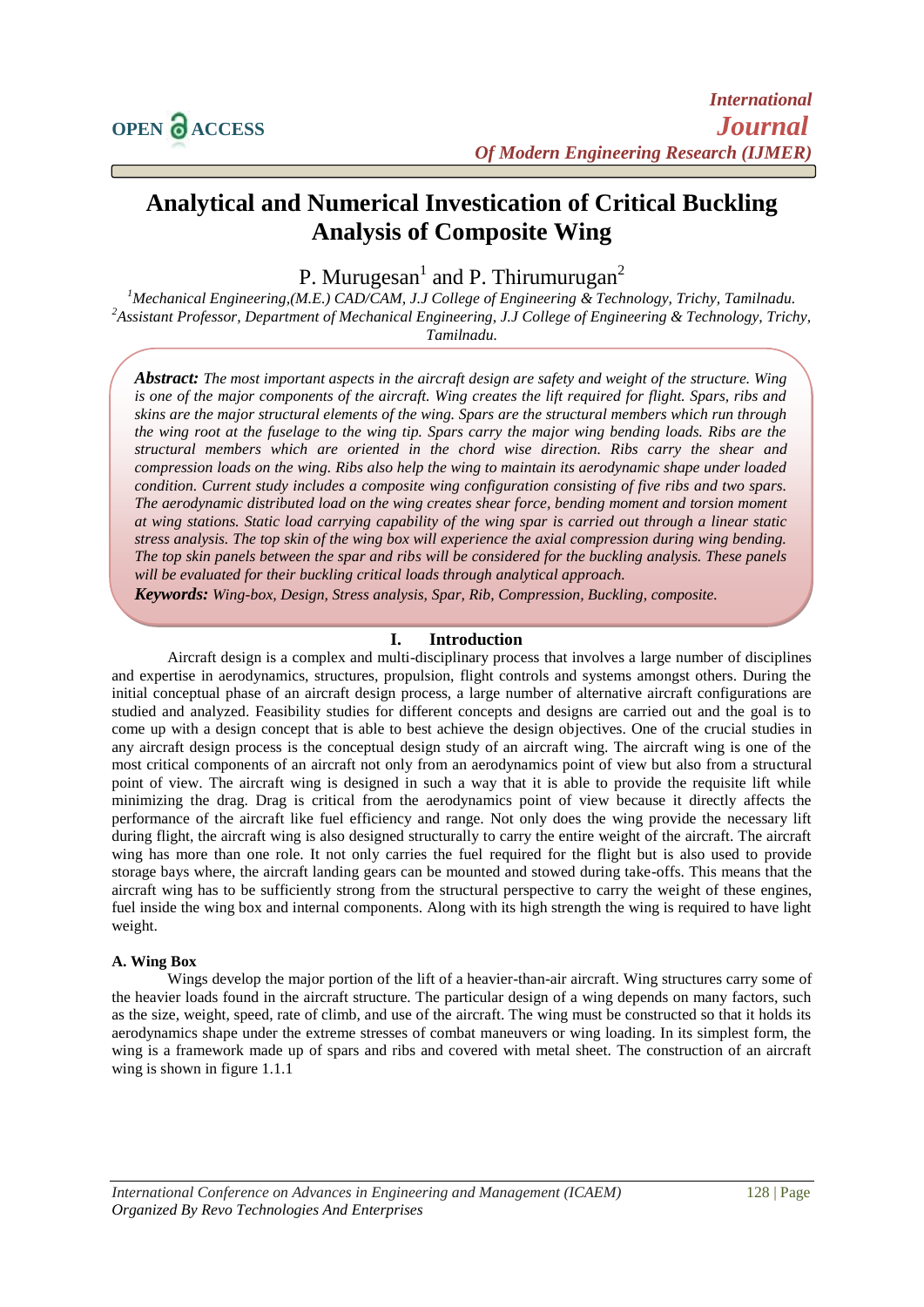# Analytical and Numerical Investication of Critical Buckling Analysis of Composite Wing

P. Murugesan[1] and P. Thirumurugan[2]

[1]*Mechanical Engineering,(M.E.) CAD/CAM, J.J College of Engineering & Technology, Trichy, Tamilnadu.*
[2]*Assistant Professor, Department of Mechanical Engineering, J.J College of Engineering & Technology, Trichy, Tamilnadu.*

***Abstract:*** *The most important aspects in the aircraft design are safety and weight of the structure. Wing is one of the major components of the aircraft. Wing creates the lift required for flight. Spars, ribs and skins are the major structural elements of the wing. Spars are the structural members which run through the wing root at the fuselage to the wing tip. Spars carry the major wing bending loads. Ribs are the structural members which are oriented in the chord wise direction. Ribs carry the shear and compression loads on the wing. Ribs also help the wing to maintain its aerodynamic shape under loaded condition. Current study includes a composite wing configuration consisting of five ribs and two spars. The aerodynamic distributed load on the wing creates shear force, bending moment and torsion moment at wing stations. Static load carrying capability of the wing spar is carried out through a linear static stress analysis. The top skin of the wing box will experience the axial compression during wing bending. The top skin panels between the spar and ribs will be considered for the buckling analysis. These panels will be evaluated for their buckling critical loads through analytical approach.*

***Keywords:*** *Wing-box, Design, Stress analysis, Spar, Rib, Compression, Buckling, composite.*

## I. Introduction

Aircraft design is a complex and multi-disciplinary process that involves a large number of disciplines and expertise in aerodynamics, structures, propulsion, flight controls and systems amongst others. During the initial conceptual phase of an aircraft design process, a large number of alternative aircraft configurations are studied and analyzed. Feasibility studies for different concepts and designs are carried out and the goal is to come up with a design concept that is able to best achieve the design objectives. One of the crucial studies in any aircraft design process is the conceptual design study of an aircraft wing. The aircraft wing is one of the most critical components of an aircraft not only from an aerodynamics point of view but also from a structural point of view. The aircraft wing is designed in such a way that it is able to provide the requisite lift while minimizing the drag. Drag is critical from the aerodynamics point of view because it directly affects the performance of the aircraft like fuel efficiency and range. Not only does the wing provide the necessary lift during flight, the aircraft wing is also designed structurally to carry the entire weight of the aircraft. The aircraft wing has more than one role. It not only carries the fuel required for the flight but is also used to provide storage bays where, the aircraft landing gears can be mounted and stowed during take-offs. This means that the aircraft wing has to be sufficiently strong from the structural perspective to carry the weight of these engines, fuel inside the wing box and internal components. Along with its high strength the wing is required to have light weight.

### A. Wing Box

Wings develop the major portion of the lift of a heavier-than-air aircraft. Wing structures carry some of the heavier loads found in the aircraft structure. The particular design of a wing depends on many factors, such as the size, weight, speed, rate of climb, and use of the aircraft. The wing must be constructed so that it holds its aerodynamics shape under the extreme stresses of combat maneuvers or wing loading. In its simplest form, the wing is a framework made up of spars and ribs and covered with metal sheet. The construction of an aircraft wing is shown in figure 1.1.1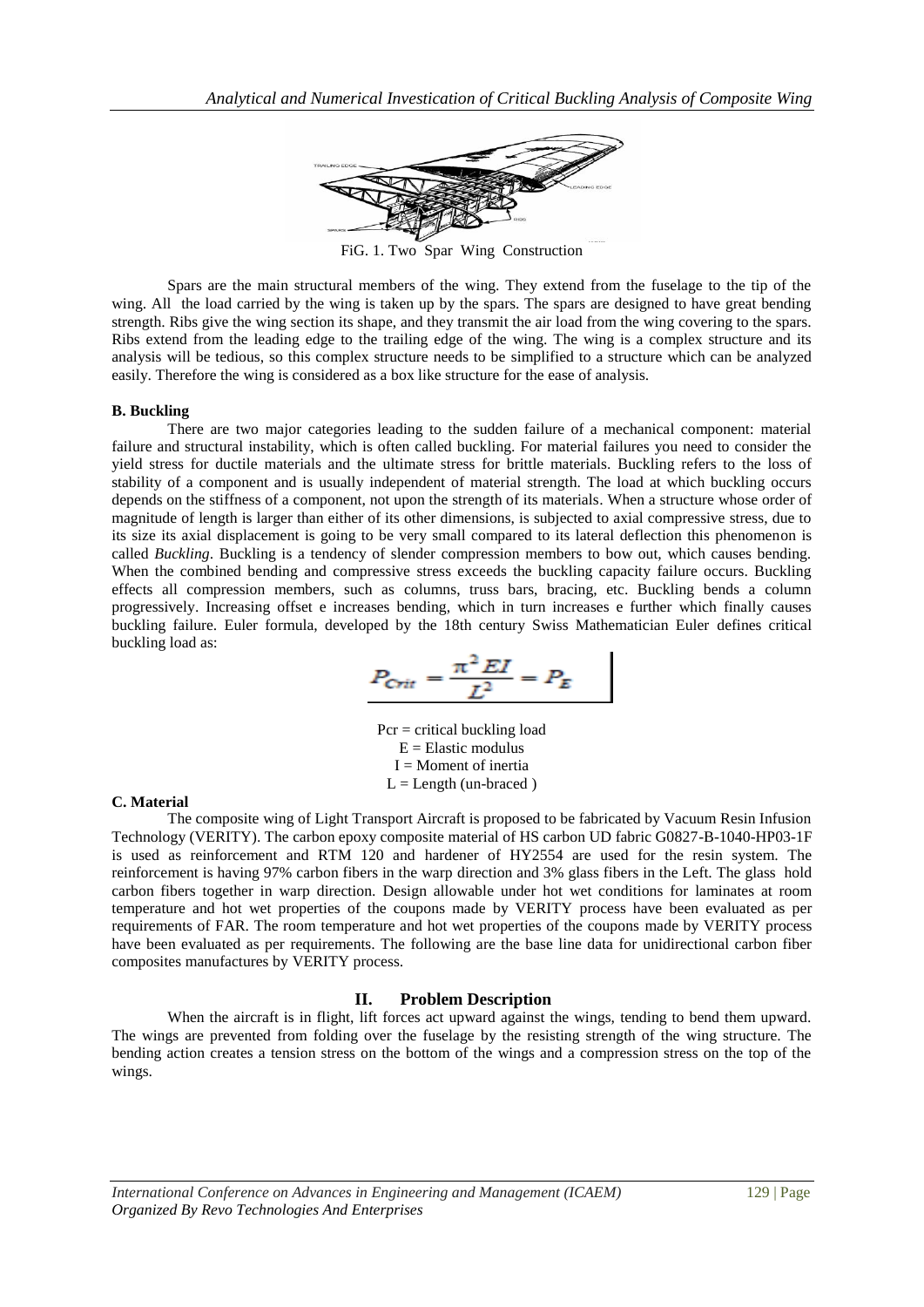FiG. 1. Two Spar Wing Construction

Spars are the main structural members of the wing. They extend from the fuselage to the tip of the wing. All the load carried by the wing is taken up by the spars. The spars are designed to have great bending strength. Ribs give the wing section its shape, and they transmit the air load from the wing covering to the spars. Ribs extend from the leading edge to the trailing edge of the wing. The wing is a complex structure and its analysis will be tedious, so this complex structure needs to be simplified to a structure which can be analyzed easily. Therefore the wing is considered as a box like structure for the ease of analysis.

**B. Buckling**

There are two major categories leading to the sudden failure of a mechanical component: material failure and structural instability, which is often called buckling. For material failures you need to consider the yield stress for ductile materials and the ultimate stress for brittle materials. Buckling refers to the loss of stability of a component and is usually independent of material strength. The load at which buckling occurs depends on the stiffness of a component, not upon the strength of its materials. When a structure whose order of magnitude of length is larger than either of its other dimensions, is subjected to axial compressive stress, due to its size its axial displacement is going to be very small compared to its lateral deflection this phenomenon is called *Buckling*. Buckling is a tendency of slender compression members to bow out, which causes bending. When the combined bending and compressive stress exceeds the buckling capacity failure occurs. Buckling effects all compression members, such as columns, truss bars, bracing, etc. Buckling bends a column progressively. Increasing offset e increases bending, which in turn increases e further which finally causes buckling failure. Euler formula, developed by the 18th century Swiss Mathematician Euler defines critical buckling load as:

$$P_{Crit} = \frac{\pi^2 EI}{L^2} = P_E$$

Pcr = critical buckling load
E = Elastic modulus
I = Moment of inertia
L = Length (un-braced )

**C. Material**

The composite wing of Light Transport Aircraft is proposed to be fabricated by Vacuum Resin Infusion Technology (VERITY). The carbon epoxy composite material of HS carbon UD fabric G0827-B-1040-HP03-1F is used as reinforcement and RTM 120 and hardener of HY2554 are used for the resin system. The reinforcement is having 97% carbon fibers in the warp direction and 3% glass fibers in the Left. The glass hold carbon fibers together in warp direction. Design allowable under hot wet conditions for laminates at room temperature and hot wet properties of the coupons made by VERITY process have been evaluated as per requirements of FAR. The room temperature and hot wet properties of the coupons made by VERITY process have been evaluated as per requirements. The following are the base line data for unidirectional carbon fiber composites manufactures by VERITY process.

## II. Problem Description

When the aircraft is in flight, lift forces act upward against the wings, tending to bend them upward. The wings are prevented from folding over the fuselage by the resisting strength of the wing structure. The bending action creates a tension stress on the bottom of the wings and a compression stress on the top of the wings.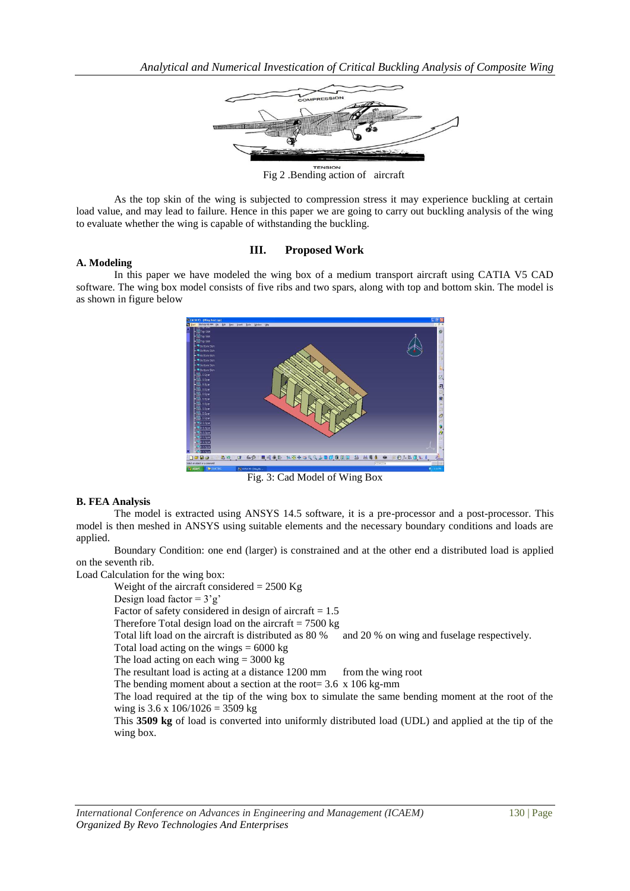Fig 2 .Bending action of aircraft

As the top skin of the wing is subjected to compression stress it may experience buckling at certain load value, and may lead to failure. Hence in this paper we are going to carry out buckling analysis of the wing to evaluate whether the wing is capable of withstanding the buckling.

## III. Proposed Work

### A. Modeling

In this paper we have modeled the wing box of a medium transport aircraft using CATIA V5 CAD software. The wing box model consists of five ribs and two spars, along with top and bottom skin. The model is as shown in figure below

Fig. 3: Cad Model of Wing Box

### B. FEA Analysis

The model is extracted using ANSYS 14.5 software, it is a pre-processor and a post-processor. This model is then meshed in ANSYS using suitable elements and the necessary boundary conditions and loads are applied.

Boundary Condition: one end (larger) is constrained and at the other end a distributed load is applied on the seventh rib.

Load Calculation for the wing box:

Weight of the aircraft considered = 2500 Kg

Design load factor = 3'g'

Factor of safety considered in design of aircraft = 1.5

Therefore Total design load on the aircraft = 7500 kg

Total lift load on the aircraft is distributed as 80 % and 20 % on wing and fuselage respectively.

Total load acting on the wings = 6000 kg

The load acting on each wing = 3000 kg

The resultant load is acting at a distance 1200 mm from the wing root

The bending moment about a section at the root= $3.6 \times 10^6$ kg-mm

The load required at the tip of the wing box to simulate the same bending moment at the root of the wing is $3.6 \times 10^6/1026 = 3509$ kg

This **3509 kg** of load is converted into uniformly distributed load (UDL) and applied at the tip of the wing box.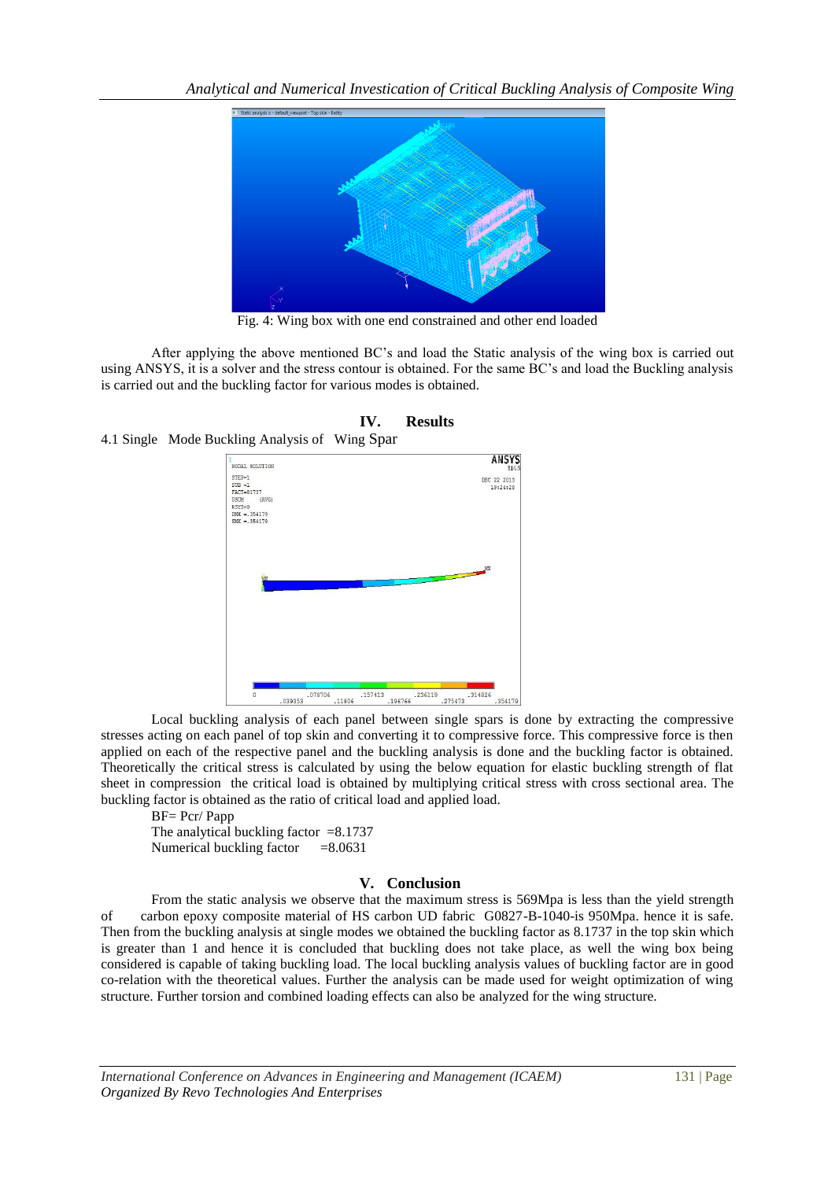Fig. 4: Wing box with one end constrained and other end loaded

After applying the above mentioned BC's and load the Static analysis of the wing box is carried out using ANSYS, it is a solver and the stress contour is obtained. For the same BC's and load the Buckling analysis is carried out and the buckling factor for various modes is obtained.

## IV. Results

### 4.1 Single Mode Buckling Analysis of Wing Spar

Local buckling analysis of each panel between single spars is done by extracting the compressive stresses acting on each panel of top skin and converting it to compressive force. This compressive force is then applied on each of the respective panel and the buckling analysis is done and the buckling factor is obtained. Theoretically the critical stress is calculated by using the below equation for elastic buckling strength of flat sheet in compression the critical load is obtained by multiplying critical stress with cross sectional area. The buckling factor is obtained as the ratio of critical load and applied load.

BF= Pcr/ Papp

The analytical buckling factor =8.1737

Numerical buckling factor =8.0631

## V. Conclusion

From the static analysis we observe that the maximum stress is 569Mpa is less than the yield strength of carbon epoxy composite material of HS carbon UD fabric G0827-B-1040-is 950Mpa. hence it is safe. Then from the buckling analysis at single modes we obtained the buckling factor as 8.1737 in the top skin which is greater than 1 and hence it is concluded that buckling does not take place, as well the wing box being considered is capable of taking buckling load. The local buckling analysis values of buckling factor are in good co-relation with the theoretical values. Further the analysis can be made used for weight optimization of wing structure. Further torsion and combined loading effects can also be analyzed for the wing structure.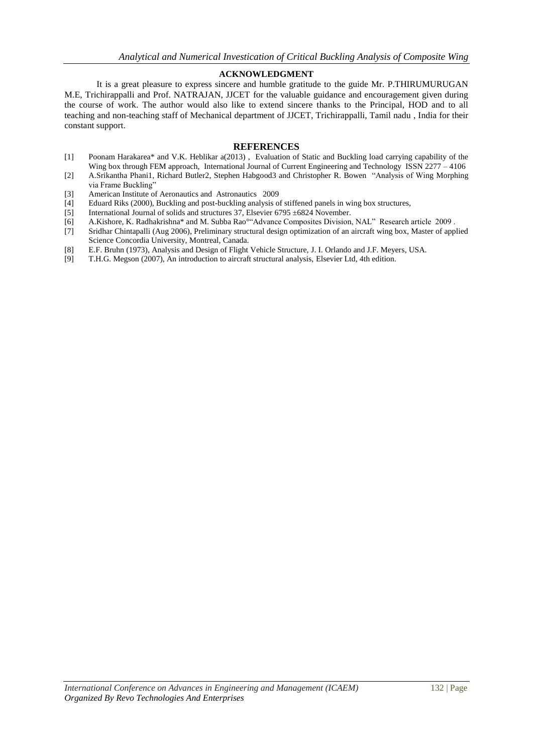## ACKNOWLEDGMENT

It is a great pleasure to express sincere and humble gratitude to the guide Mr. P.THIRUMURUGAN M.E, Trichirappalli and Prof. NATRAJAN, JJCET for the valuable guidance and encouragement given during the course of work. The author would also like to extend sincere thanks to the Principal, HOD and to all teaching and non-teaching staff of Mechanical department of JJCET, Trichirappalli, Tamil nadu , India for their constant support.

## REFERENCES

[1] Poonam Harakarea* and V.K. Heblikar a(2013) , Evaluation of Static and Buckling load carrying capability of the Wing box through FEM approach, International Journal of Current Engineering and Technology ISSN 2277 – 4106

[2] A.Srikantha Phani1, Richard Butler2, Stephen Habgood3 and Christopher R. Bowen "Analysis of Wing Morphing via Frame Buckling"

[3] American Institute of Aeronautics and Astronautics 2009

[4] Eduard Riks (2000), Buckling and post-buckling analysis of stiffened panels in wing box structures,

[5] International Journal of solids and structures 37, Elsevier 6795 ±6824 November.

[6] A.Kishore, K. Radhakrishna* and M. Subba Rao°"Advance Composites Division, NAL" Research article 2009 .

[7] Sridhar Chintapalli (Aug 2006), Preliminary structural design optimization of an aircraft wing box, Master of applied Science Concordia University, Montreal, Canada.

[8] E.F. Bruhn (1973), Analysis and Design of Flight Vehicle Structure, J. I. Orlando and J.F. Meyers, USA.

[9] T.H.G. Megson (2007), An introduction to aircraft structural analysis, Elsevier Ltd, 4th edition.